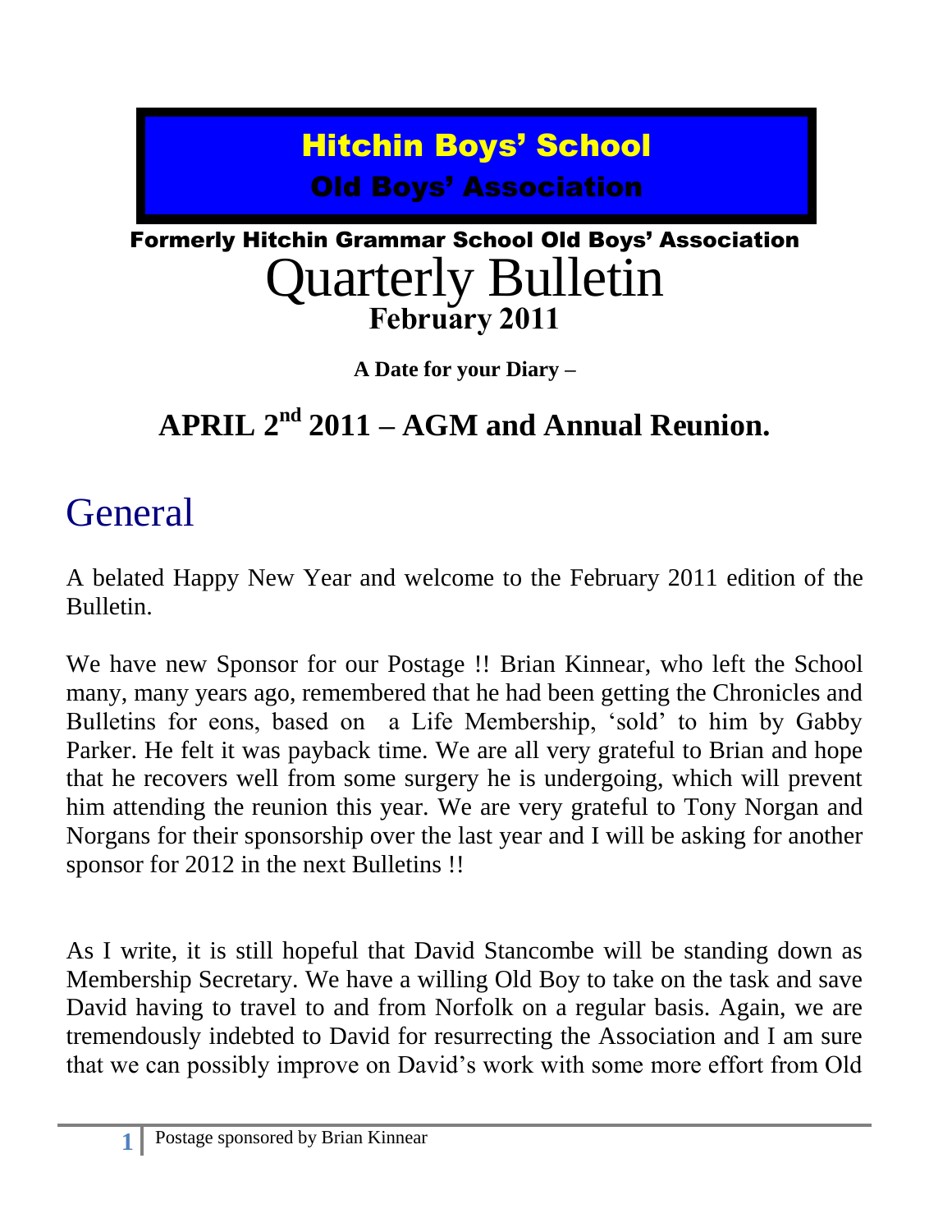# Hitchin Boys' School

## Old Boys' Association

**Formerly Hitchin Grammar School Old Boys' Association**

# Quarterly Bulletin

**February 2011**

**A Date for your Diary –**

## APRIL 2nd 2011 – AGM and Annual Reunion.

## General

A belated Happy New Year and welcome to the February 2011 edition of the Bulletin.

We have new Sponsor for our Postage !! Brian Kinnear, who left the School many, many years ago, remembered that he had been getting the Chronicles and Bulletins for eons, based on a Life Membership, 'sold' to him by Gabby Parker. He felt it was payback time. We are all very grateful to Brian and hope that he recovers well from some surgery he is undergoing, which will prevent him attending the reunion this year. We are very grateful to Tony Norgan and Norgans for their sponsorship over the last year and I will be asking for another sponsor for 2012 in the next Bulletins !!

As I write, it is still hopeful that David Stancombe will be standing down as Membership Secretary. We have a willing Old Boy to take on the task and save David having to travel to and from Norfolk on a regular basis. Again, we are tremendously indebted to David for resurrecting the Association and I am sure that we can possibly improve on David's work with some more effort from Old

Postage sponsored by Brian Kinnear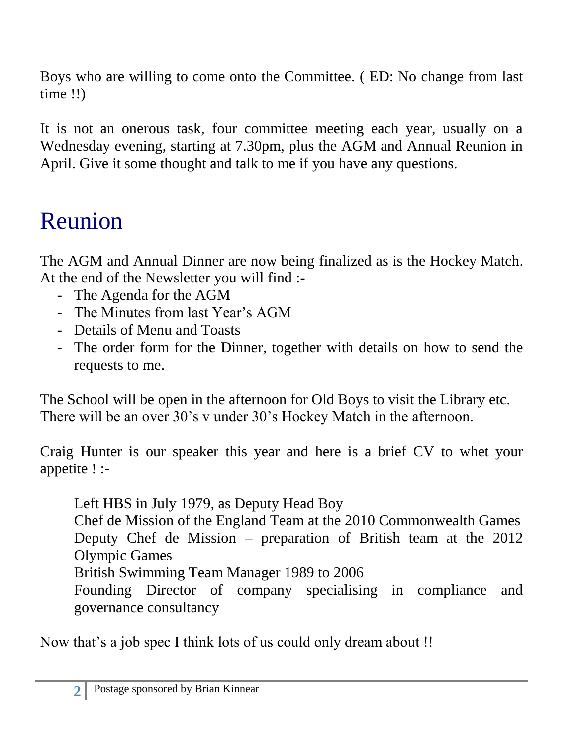Boys who are willing to come onto the Committee. ( ED: No change from last time !!)

It is not an onerous task, four committee meeting each year, usually on a Wednesday evening, starting at 7.30pm, plus the AGM and Annual Reunion in April. Give it some thought and talk to me if you have any questions.

# Reunion

The AGM and Annual Dinner are now being finalized as is the Hockey Match. At the end of the Newsletter you will find :-

- The Agenda for the AGM
- The Minutes from last Year's AGM
- Details of Menu and Toasts
- The order form for the Dinner, together with details on how to send the requests to me.

The School will be open in the afternoon for Old Boys to visit the Library etc. There will be an over 30's v under 30's Hockey Match in the afternoon.

Craig Hunter is our speaker this year and here is a brief CV to whet your appetite ! :-

> Left HBS in July 1979, as Deputy Head Boy
> Chef de Mission of the England Team at the 2010 Commonwealth Games
> Deputy Chef de Mission – preparation of British team at the 2012 Olympic Games
> British Swimming Team Manager 1989 to 2006
> Founding Director of company specialising in compliance and governance consultancy

Now that's a job spec I think lots of us could only dream about !!

Postage sponsored by Brian Kinnear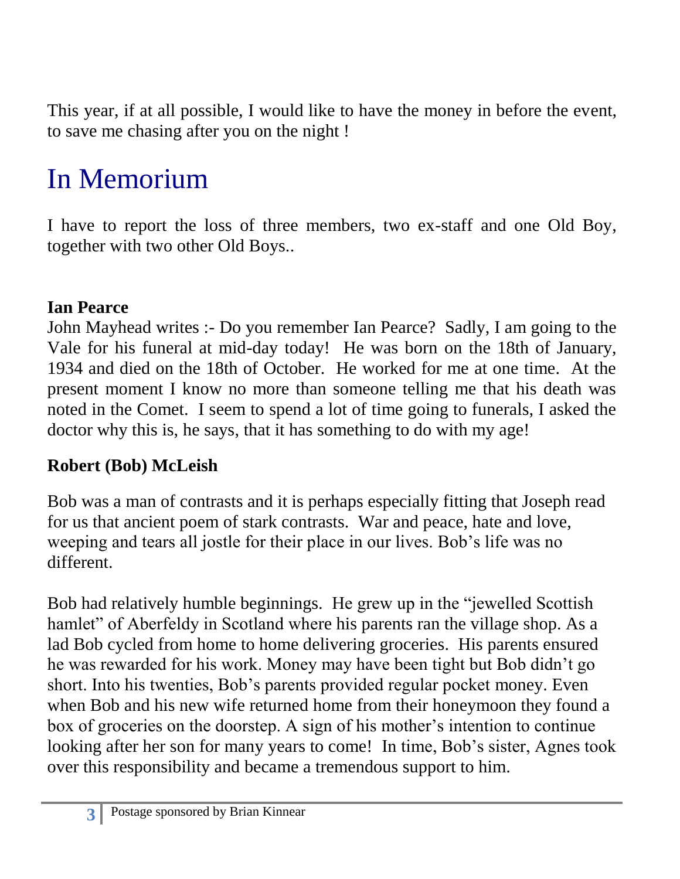This year, if at all possible, I would like to have the money in before the event, to save me chasing after you on the night !

# In Memorium

I have to report the loss of three members, two ex-staff and one Old Boy, together with two other Old Boys..

**Ian Pearce**

John Mayhead writes :- Do you remember Ian Pearce? Sadly, I am going to the Vale for his funeral at mid-day today! He was born on the 18th of January, 1934 and died on the 18th of October. He worked for me at one time. At the present moment I know no more than someone telling me that his death was noted in the Comet. I seem to spend a lot of time going to funerals, I asked the doctor why this is, he says, that it has something to do with my age!

**Robert (Bob) McLeish**

Bob was a man of contrasts and it is perhaps especially fitting that Joseph read for us that ancient poem of stark contrasts. War and peace, hate and love, weeping and tears all jostle for their place in our lives. Bob's life was no different.

Bob had relatively humble beginnings. He grew up in the "jewelled Scottish hamlet" of Aberfeldy in Scotland where his parents ran the village shop. As a lad Bob cycled from home to home delivering groceries. His parents ensured he was rewarded for his work. Money may have been tight but Bob didn't go short. Into his twenties, Bob's parents provided regular pocket money. Even when Bob and his new wife returned home from their honeymoon they found a box of groceries on the doorstep. A sign of his mother's intention to continue looking after her son for many years to come! In time, Bob's sister, Agnes took over this responsibility and became a tremendous support to him.

Postage sponsored by Brian Kinnear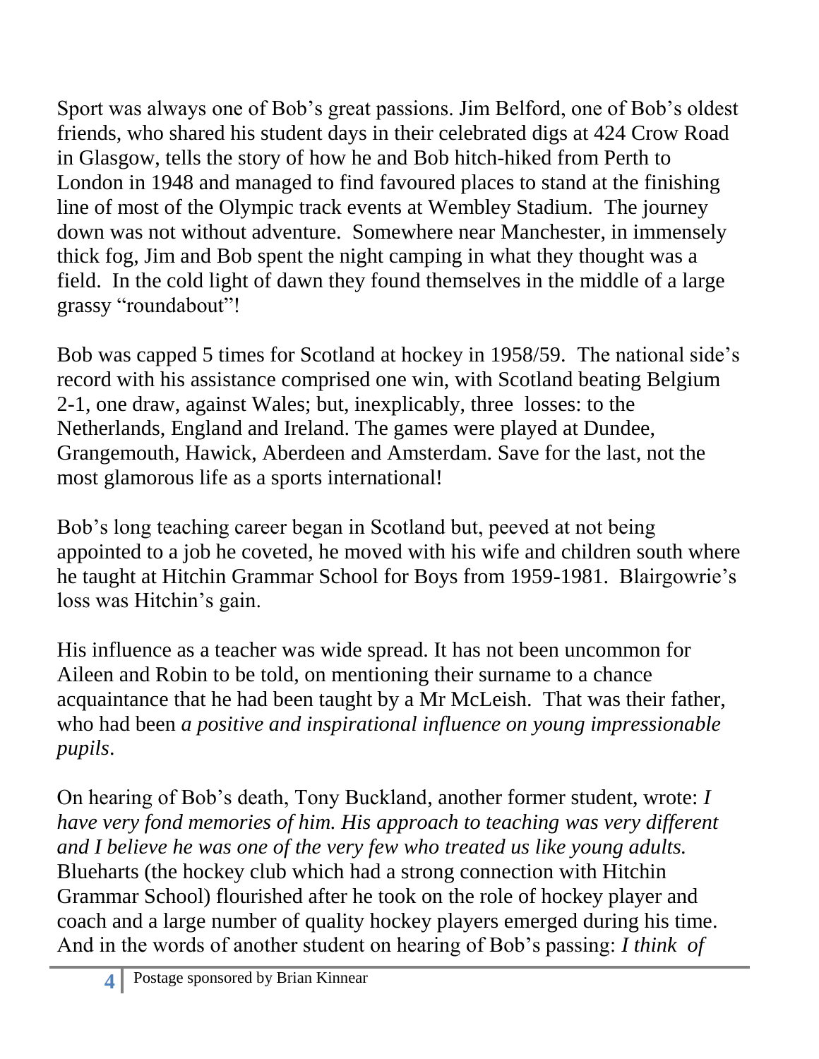Sport was always one of Bob's great passions. Jim Belford, one of Bob's oldest friends, who shared his student days in their celebrated digs at 424 Crow Road in Glasgow, tells the story of how he and Bob hitch-hiked from Perth to London in 1948 and managed to find favoured places to stand at the finishing line of most of the Olympic track events at Wembley Stadium. The journey down was not without adventure. Somewhere near Manchester, in immensely thick fog, Jim and Bob spent the night camping in what they thought was a field. In the cold light of dawn they found themselves in the middle of a large grassy "roundabout"!

Bob was capped 5 times for Scotland at hockey in 1958/59. The national side's record with his assistance comprised one win, with Scotland beating Belgium 2-1, one draw, against Wales; but, inexplicably, three losses: to the Netherlands, England and Ireland. The games were played at Dundee, Grangemouth, Hawick, Aberdeen and Amsterdam. Save for the last, not the most glamorous life as a sports international!

Bob's long teaching career began in Scotland but, peeved at not being appointed to a job he coveted, he moved with his wife and children south where he taught at Hitchin Grammar School for Boys from 1959-1981. Blairgowrie's loss was Hitchin's gain.

His influence as a teacher was wide spread. It has not been uncommon for Aileen and Robin to be told, on mentioning their surname to a chance acquaintance that he had been taught by a Mr McLeish. That was their father, who had been *a positive and inspirational influence on young impressionable pupils*.

On hearing of Bob's death, Tony Buckland, another former student, wrote: *I have very fond memories of him. His approach to teaching was very different and I believe he was one of the very few who treated us like young adults.* Blueharts (the hockey club which had a strong connection with Hitchin Grammar School) flourished after he took on the role of hockey player and coach and a large number of quality hockey players emerged during his time. And in the words of another student on hearing of Bob's passing: *I think of*

Postage sponsored by Brian Kinnear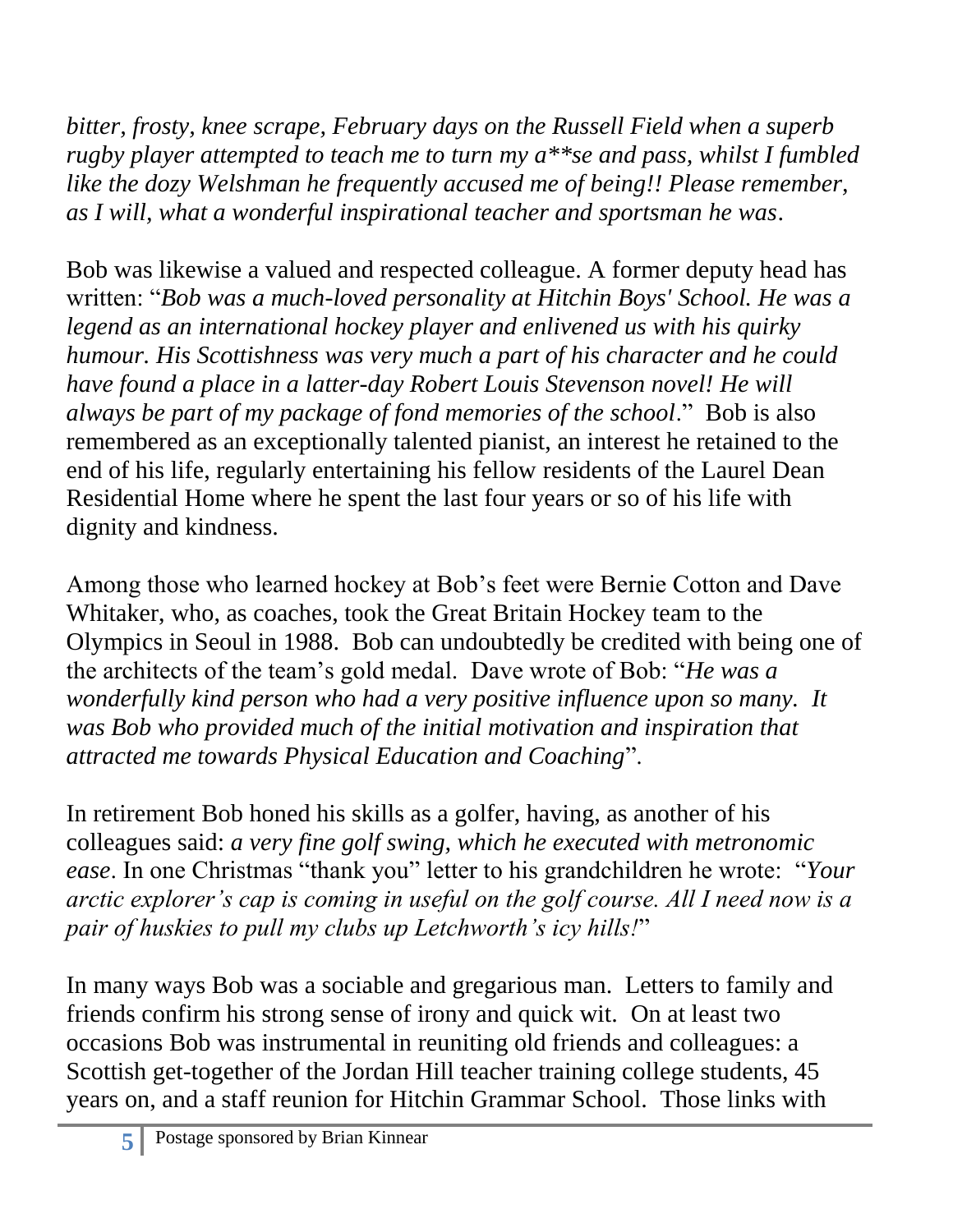*bitter, frosty, knee scrape, February days on the Russell Field when a superb rugby player attempted to teach me to turn my a**se and pass, whilst I fumbled like the dozy Welshman he frequently accused me of being!! Please remember, as I will, what a wonderful inspirational teacher and sportsman he was*.

Bob was likewise a valued and respected colleague. A former deputy head has written: "*Bob was a much-loved personality at Hitchin Boys' School. He was a legend as an international hockey player and enlivened us with his quirky humour. His Scottishness was very much a part of his character and he could have found a place in a latter-day Robert Louis Stevenson novel! He will always be part of my package of fond memories of the school*." Bob is also remembered as an exceptionally talented pianist, an interest he retained to the end of his life, regularly entertaining his fellow residents of the Laurel Dean Residential Home where he spent the last four years or so of his life with dignity and kindness.

Among those who learned hockey at Bob's feet were Bernie Cotton and Dave Whitaker, who, as coaches, took the Great Britain Hockey team to the Olympics in Seoul in 1988. Bob can undoubtedly be credited with being one of the architects of the team's gold medal. Dave wrote of Bob: "*He was a wonderfully kind person who had a very positive influence upon so many. It was Bob who provided much of the initial motivation and inspiration that attracted me towards Physical Education and Coaching*".

In retirement Bob honed his skills as a golfer, having, as another of his colleagues said: *a very fine golf swing, which he executed with metronomic ease*. In one Christmas "thank you" letter to his grandchildren he wrote: "*Your arctic explorer's cap is coming in useful on the golf course. All I need now is a pair of huskies to pull my clubs up Letchworth's icy hills!*"

In many ways Bob was a sociable and gregarious man. Letters to family and friends confirm his strong sense of irony and quick wit. On at least two occasions Bob was instrumental in reuniting old friends and colleagues: a Scottish get-together of the Jordan Hill teacher training college students, 45 years on, and a staff reunion for Hitchin Grammar School. Those links with

Postage sponsored by Brian Kinnear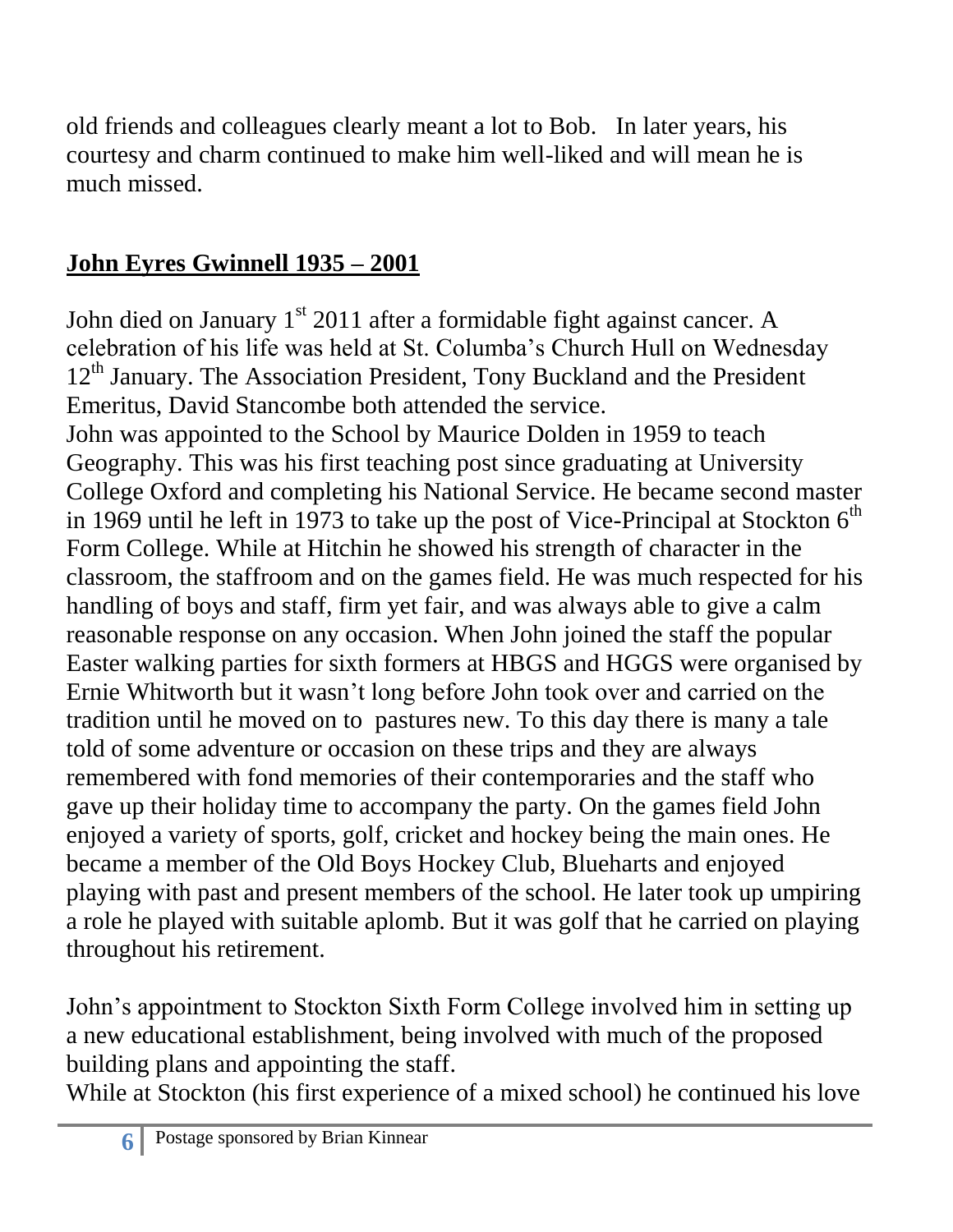old friends and colleagues clearly meant a lot to Bob. In later years, his courtesy and charm continued to make him well-liked and will mean he is much missed.

## **John Eyres Gwinnell 1935 – 2001**

John died on January 1st 2011 after a formidable fight against cancer. A celebration of his life was held at St. Columba's Church Hull on Wednesday 12th January. The Association President, Tony Buckland and the President Emeritus, David Stancombe both attended the service.
John was appointed to the School by Maurice Dolden in 1959 to teach Geography. This was his first teaching post since graduating at University College Oxford and completing his National Service. He became second master in 1969 until he left in 1973 to take up the post of Vice-Principal at Stockton 6th Form College. While at Hitchin he showed his strength of character in the classroom, the staffroom and on the games field. He was much respected for his handling of boys and staff, firm yet fair, and was always able to give a calm reasonable response on any occasion. When John joined the staff the popular Easter walking parties for sixth formers at HBGS and HGGS were organised by Ernie Whitworth but it wasn't long before John took over and carried on the tradition until he moved on to pastures new. To this day there is many a tale told of some adventure or occasion on these trips and they are always remembered with fond memories of their contemporaries and the staff who gave up their holiday time to accompany the party. On the games field John enjoyed a variety of sports, golf, cricket and hockey being the main ones. He became a member of the Old Boys Hockey Club, Bluehearts and enjoyed playing with past and present members of the school. He later took up umpiring a role he played with suitable aplomb. But it was golf that he carried on playing throughout his retirement.

John's appointment to Stockton Sixth Form College involved him in setting up a new educational establishment, being involved with much of the proposed building plans and appointing the staff.
While at Stockton (his first experience of a mixed school) he continued his love

Postage sponsored by Brian Kinnear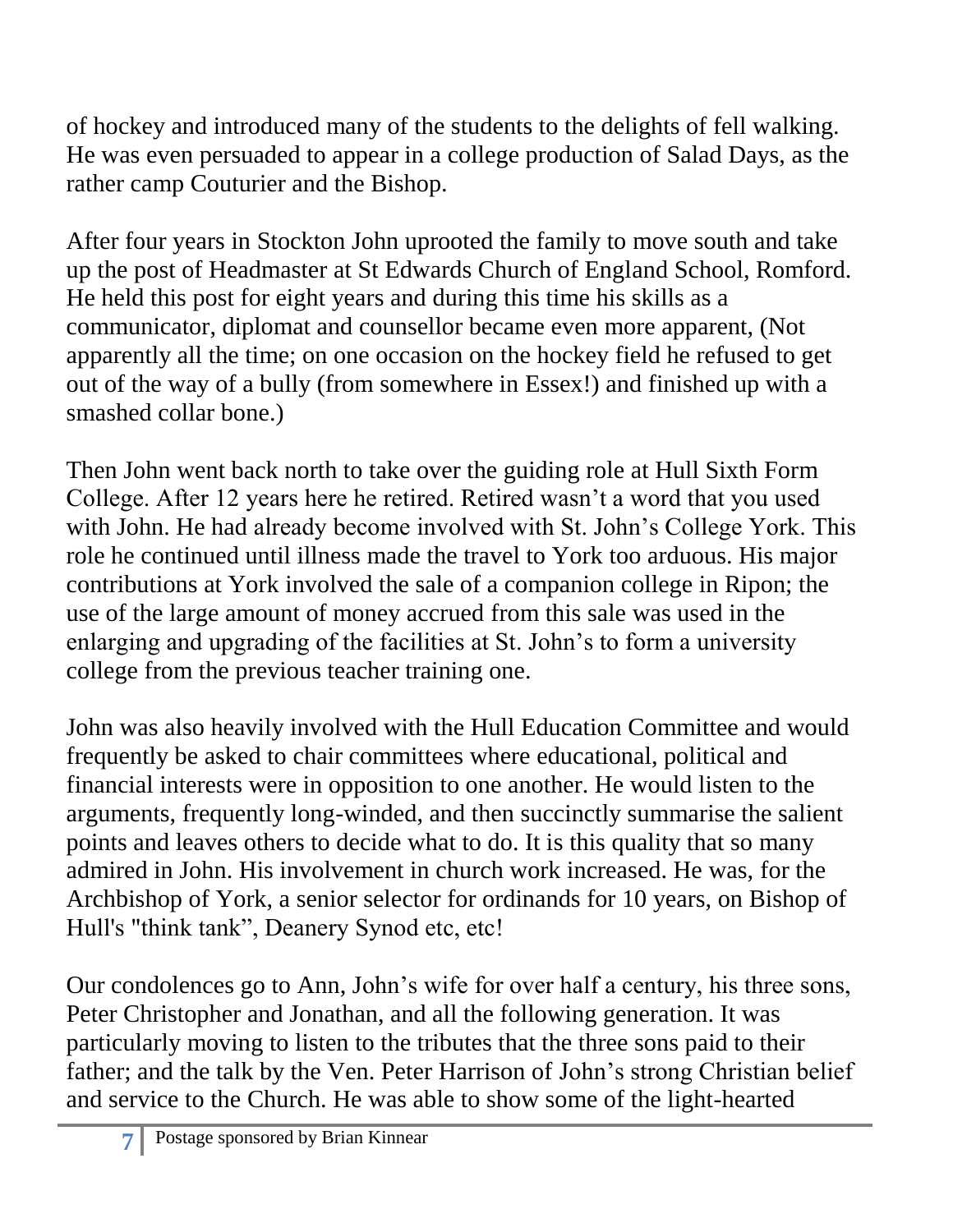of hockey and introduced many of the students to the delights of fell walking. He was even persuaded to appear in a college production of Salad Days, as the rather camp Couturier and the Bishop.

After four years in Stockton John uprooted the family to move south and take up the post of Headmaster at St Edwards Church of England School, Romford. He held this post for eight years and during this time his skills as a communicator, diplomat and counsellor became even more apparent, (Not apparently all the time; on one occasion on the hockey field he refused to get out of the way of a bully (from somewhere in Essex!) and finished up with a smashed collar bone.)

Then John went back north to take over the guiding role at Hull Sixth Form College. After 12 years here he retired. Retired wasn't a word that you used with John. He had already become involved with St. John's College York. This role he continued until illness made the travel to York too arduous. His major contributions at York involved the sale of a companion college in Ripon; the use of the large amount of money accrued from this sale was used in the enlarging and upgrading of the facilities at St. John's to form a university college from the previous teacher training one.

John was also heavily involved with the Hull Education Committee and would frequently be asked to chair committees where educational, political and financial interests were in opposition to one another. He would listen to the arguments, frequently long-winded, and then succinctly summarise the salient points and leaves others to decide what to do. It is this quality that so many admired in John. His involvement in church work increased. He was, for the Archbishop of York, a senior selector for ordinands for 10 years, on Bishop of Hull's "think tank", Deanery Synod etc, etc!

Our condolences go to Ann, John's wife for over half a century, his three sons, Peter Christopher and Jonathan, and all the following generation. It was particularly moving to listen to the tributes that the three sons paid to their father; and the talk by the Ven. Peter Harrison of John's strong Christian belief and service to the Church. He was able to show some of the light-hearted

Postage sponsored by Brian Kinnear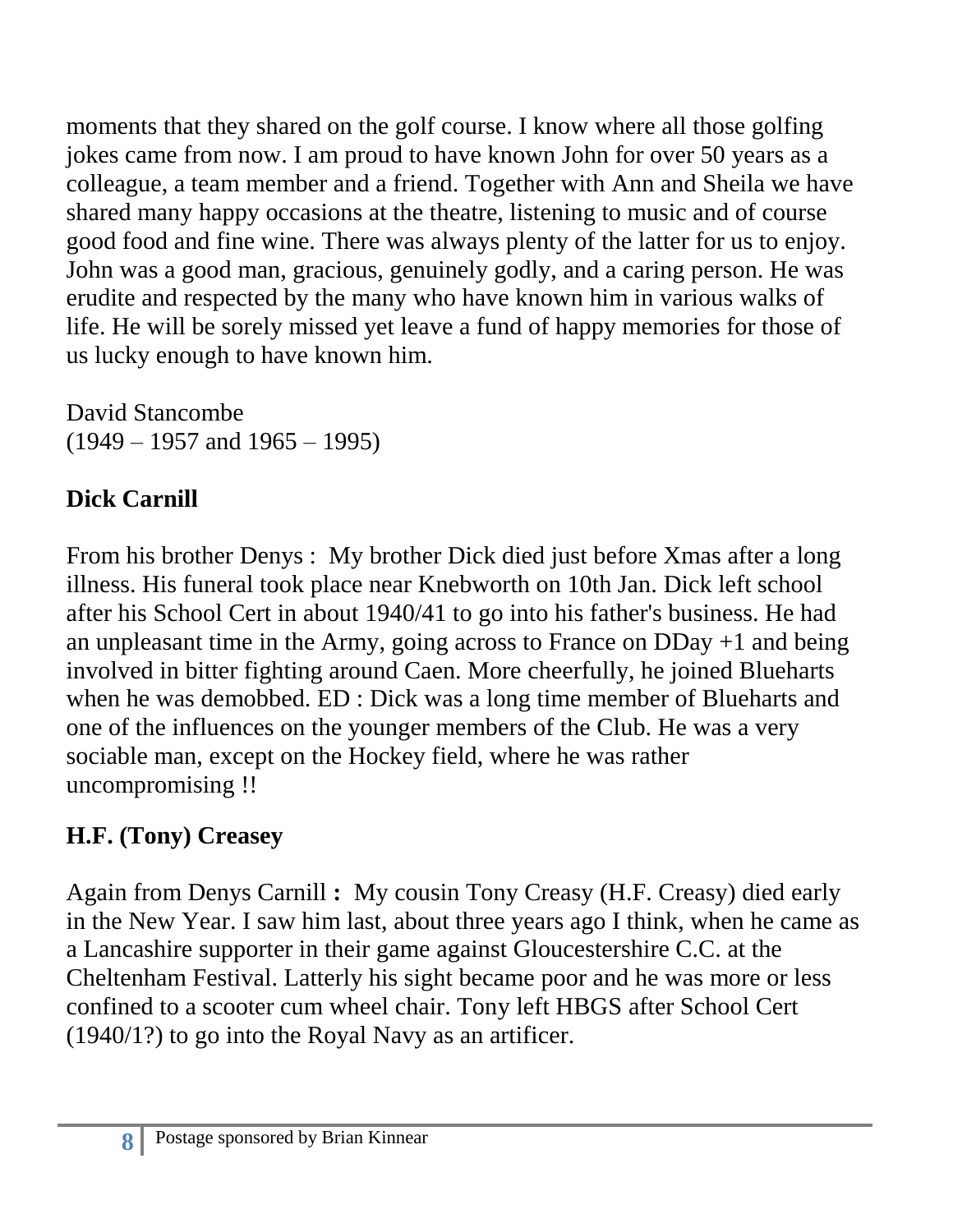moments that they shared on the golf course. I know where all those golfing jokes came from now. I am proud to have known John for over 50 years as a colleague, a team member and a friend. Together with Ann and Sheila we have shared many happy occasions at the theatre, listening to music and of course good food and fine wine. There was always plenty of the latter for us to enjoy. John was a good man, gracious, genuinely godly, and a caring person. He was erudite and respected by the many who have known him in various walks of life. He will be sorely missed yet leave a fund of happy memories for those of us lucky enough to have known him.

David Stancombe
(1949 – 1957 and 1965 – 1995)

## Dick Carnill

From his brother Denys : My brother Dick died just before Xmas after a long illness. His funeral took place near Knebworth on 10th Jan. Dick left school after his School Cert in about 1940/41 to go into his father's business. He had an unpleasant time in the Army, going across to France on DDay +1 and being involved in bitter fighting around Caen. More cheerfully, he joined Blueharts when he was demobbed. ED : Dick was a long time member of Blueharts and one of the influences on the younger members of the Club. He was a very sociable man, except on the Hockey field, where he was rather uncompromising !!

## H.F. (Tony) Creasey

Again from Denys Carnill **:** My cousin Tony Creasy (H.F. Creasy) died early in the New Year. I saw him last, about three years ago I think, when he came as a Lancashire supporter in their game against Gloucestershire C.C. at the Cheltenham Festival. Latterly his sight became poor and he was more or less confined to a scooter cum wheel chair. Tony left HBGS after School Cert (1940/1?) to go into the Royal Navy as an artificer.

Postage sponsored by Brian Kinnear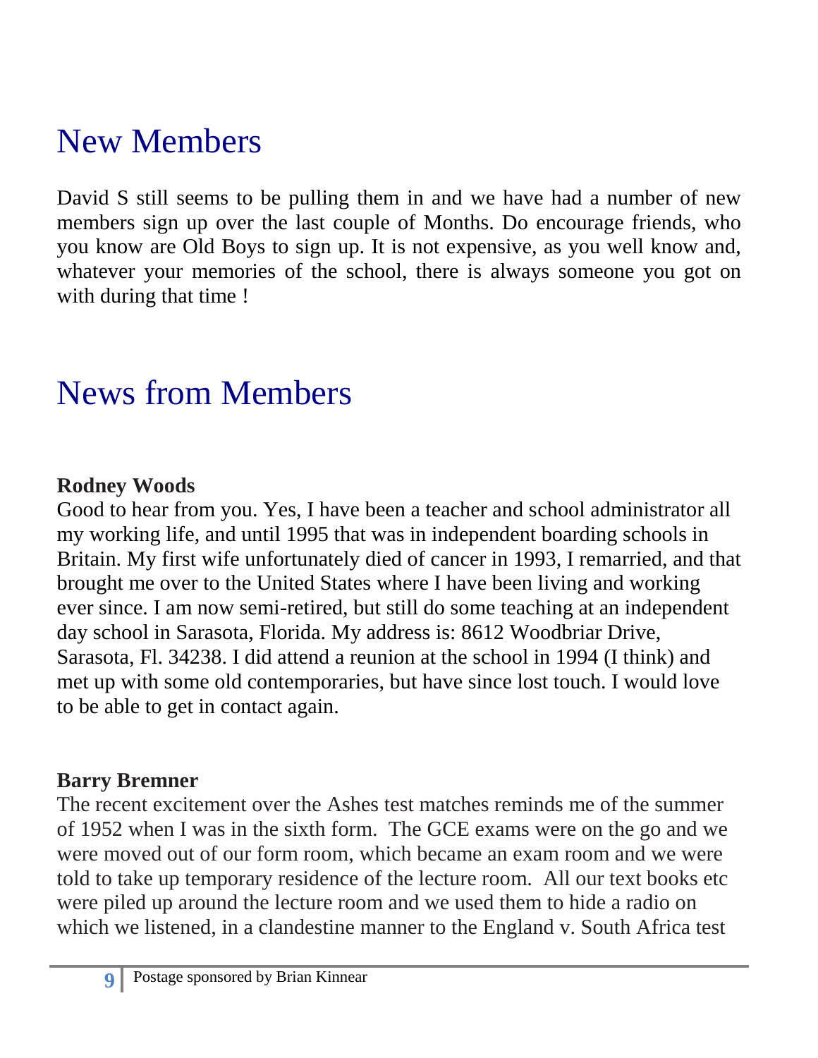# New Members

David S still seems to be pulling them in and we have had a number of new members sign up over the last couple of Months. Do encourage friends, who you know are Old Boys to sign up. It is not expensive, as you well know and, whatever your memories of the school, there is always someone you got on with during that time !

# News from Members

**Rodney Woods**

Good to hear from you. Yes, I have been a teacher and school administrator all my working life, and until 1995 that was in independent boarding schools in Britain. My first wife unfortunately died of cancer in 1993, I remarried, and that brought me over to the United States where I have been living and working ever since. I am now semi-retired, but still do some teaching at an independent day school in Sarasota, Florida. My address is: 8612 Woodbriar Drive, Sarasota, Fl. 34238. I did attend a reunion at the school in 1994 (I think) and met up with some old contemporaries, but have since lost touch. I would love to be able to get in contact again.

**Barry Bremner**

The recent excitement over the Ashes test matches reminds me of the summer of 1952 when I was in the sixth form. The GCE exams were on the go and we were moved out of our form room, which became an exam room and we were told to take up temporary residence of the lecture room. All our text books etc were piled up around the lecture room and we used them to hide a radio on which we listened, in a clandestine manner to the England v. South Africa test

Postage sponsored by Brian Kinnear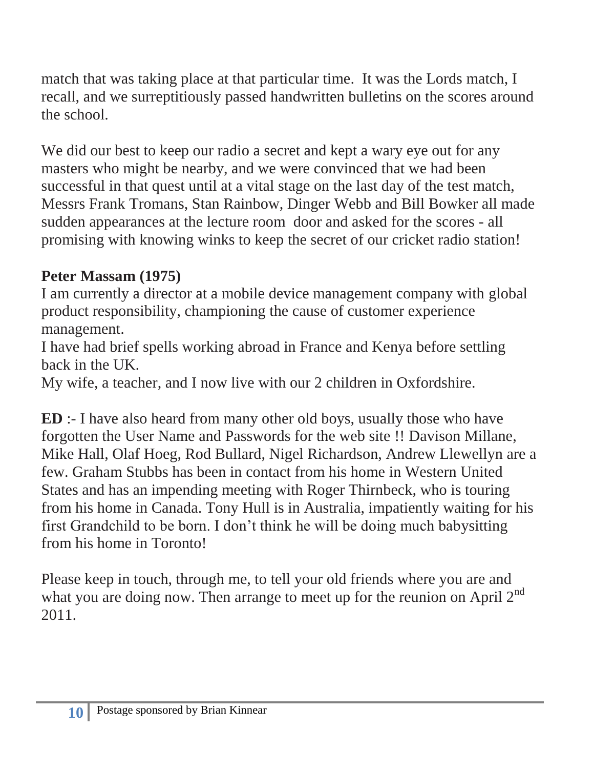match that was taking place at that particular time. It was the Lords match, I recall, and we surreptitiously passed handwritten bulletins on the scores around the school.

We did our best to keep our radio a secret and kept a wary eye out for any masters who might be nearby, and we were convinced that we had been successful in that quest until at a vital stage on the last day of the test match, Messrs Frank Tromans, Stan Rainbow, Dinger Webb and Bill Bowker all made sudden appearances at the lecture room door and asked for the scores - all promising with knowing winks to keep the secret of our cricket radio station!

**Peter Massam (1975)**
I am currently a director at a mobile device management company with global product responsibility, championing the cause of customer experience management.
I have had brief spells working abroad in France and Kenya before settling back in the UK.
My wife, a teacher, and I now live with our 2 children in Oxfordshire.

**ED** :- I have also heard from many other old boys, usually those who have forgotten the User Name and Passwords for the web site !! Davison Millane, Mike Hall, Olaf Hoeg, Rod Bullard, Nigel Richardson, Andrew Llewellyn are a few. Graham Stubbs has been in contact from his home in Western United States and has an impending meeting with Roger Thirnbeck, who is touring from his home in Canada. Tony Hull is in Australia, impatiently waiting for his first Grandchild to be born. I don't think he will be doing much babysitting from his home in Toronto!

Please keep in touch, through me, to tell your old friends where you are and what you are doing now. Then arrange to meet up for the reunion on April 2nd 2011.

Postage sponsored by Brian Kinnear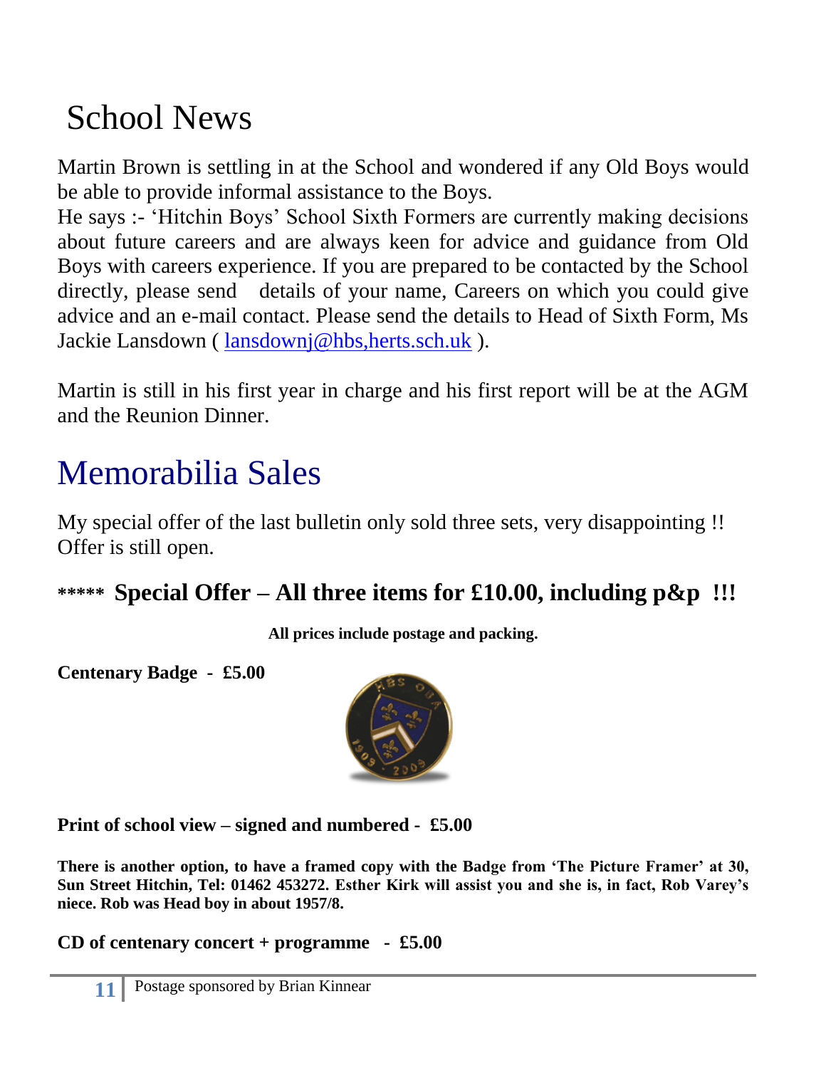# School News

Martin Brown is settling in at the School and wondered if any Old Boys would be able to provide informal assistance to the Boys.

He says :- 'Hitchin Boys' School Sixth Formers are currently making decisions about future careers and are always keen for advice and guidance from Old Boys with careers experience. If you are prepared to be contacted by the School directly, please send details of your name, Careers on which you could give advice and an e-mail contact. Please send the details to Head of Sixth Form, Ms Jackie Lansdown ( lansdownj@hbs,herts.sch.uk ).

Martin is still in his first year in charge and his first report will be at the AGM and the Reunion Dinner.

# Memorabilia Sales

My special offer of the last bulletin only sold three sets, very disappointing !! Offer is still open.

**\*\*\*\*\* Special Offer – All three items for £10.00, including p&p !!!**

**All prices include postage and packing.**

**Centenary Badge - £5.00**

**Print of school view – signed and numbered - £5.00**

**There is another option, to have a framed copy with the Badge from 'The Picture Framer' at 30, Sun Street Hitchin, Tel: 01462 453272. Esther Kirk will assist you and she is, in fact, Rob Varey's niece. Rob was Head boy in about 1957/8.**

**CD of centenary concert + programme - £5.00**

Postage sponsored by Brian Kinnear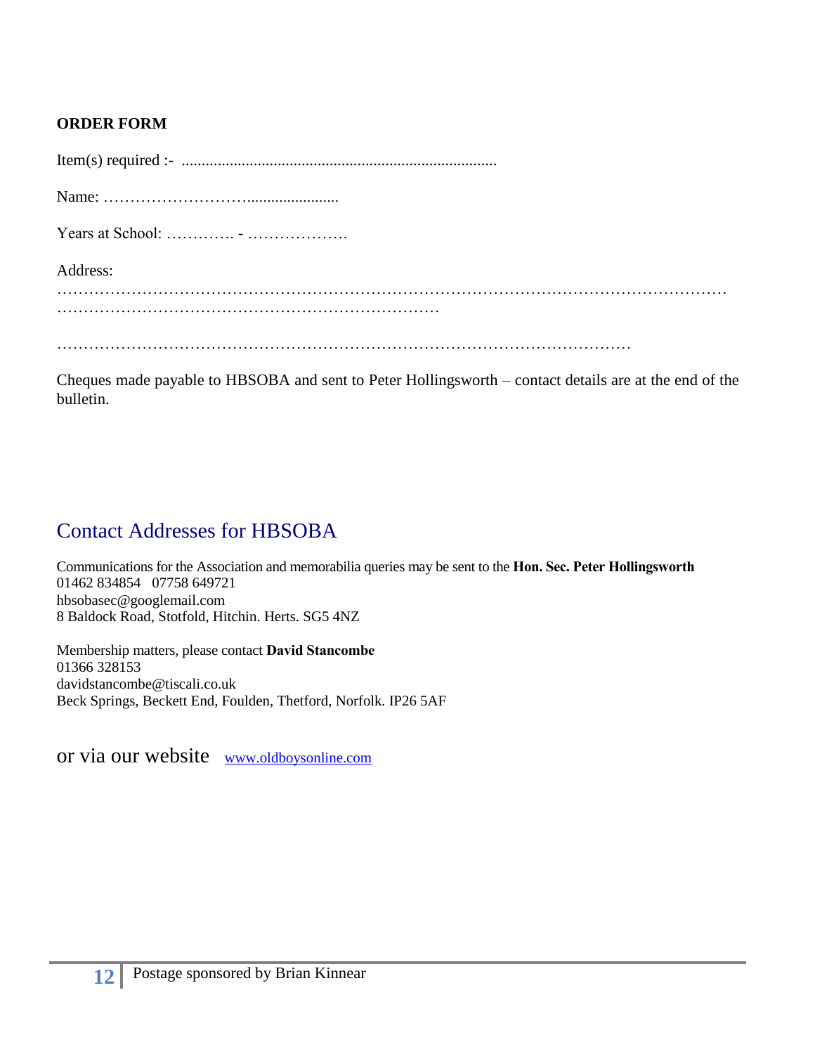**ORDER FORM**

Item(s) required :- ..............................................................................

Name: ………………………........................

Years at School: …………. - ……………….

Address:
……………………………………………………………………………………………………………
………………………………………………………………

…………………………………………………………………………………………………

Cheques made payable to HBSOBA and sent to Peter Hollingsworth – contact details are at the end of the bulletin.

## Contact Addresses for HBSOBA

Communications for the Association and memorabilia queries may be sent to the **Hon. Sec. Peter Hollingsworth**
01462 834854 07758 649721
hbsobasec@googlemail.com
8 Baldock Road, Stotfold, Hitchin. Herts. SG5 4NZ

Membership matters, please contact **David Stancombe**
01366 328153
davidstancombe@tiscali.co.uk
Beck Springs, Beckett End, Foulden, Thetford, Norfolk. IP26 5AF

or via our website [www.oldboysonline.com](http://www.oldboysonline.com)

Postage sponsored by Brian Kinnear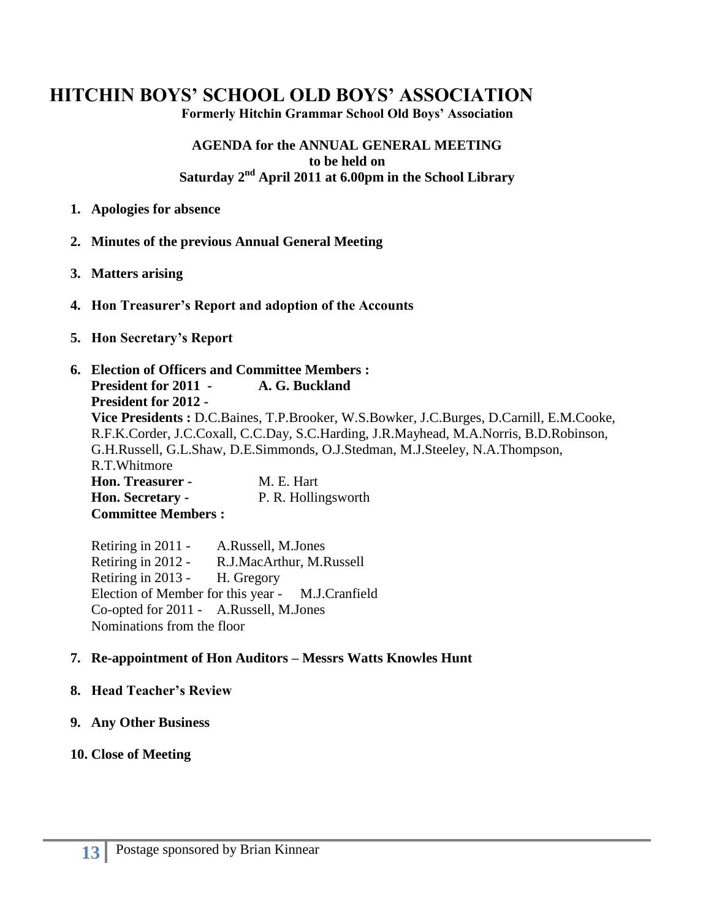# HITCHIN BOYS' SCHOOL OLD BOYS' ASSOCIATION

**Formerly Hitchin Grammar School Old Boys' Association**

**AGENDA for the ANNUAL GENERAL MEETING**
**to be held on**
**Saturday 2nd April 2011 at 6.00pm in the School Library**

1. **Apologies for absence**

2. **Minutes of the previous Annual General Meeting**

3. **Matters arising**

4. **Hon Treasurer's Report and adoption of the Accounts**

5. **Hon Secretary's Report**

6. **Election of Officers and Committee Members :**

   **President for 2011 -** **A. G. Buckland**

   **President for 2012 -**

   **Vice Presidents :** D.C.Baines, T.P.Brooker, W.S.Bowker, J.C.Burges, D.Carnill, E.M.Cooke, R.F.K.Corder, J.C.Coxall, C.C.Day, S.C.Harding, J.R.Mayhead, M.A.Norris, B.D.Robinson, G.H.Russell, G.L.Shaw, D.E.Simmonds, O.J.Stedman, M.J.Steeley, N.A.Thompson, R.T.Whitmore

   **Hon. Treasurer -** M. E. Hart

   **Hon. Secretary -** P. R. Hollingsworth

   **Committee Members :**

   Retiring in 2011 - A.Russell, M.Jones

   Retiring in 2012 - R.J.MacArthur, M.Russell

   Retiring in 2013 - H. Gregory

   Election of Member for this year - M.J.Cranfield

   Co-opted for 2011 - A.Russell, M.Jones

   Nominations from the floor

7. **Re-appointment of Hon Auditors – Messrs Watts Knowles Hunt**

8. **Head Teacher's Review**

9. **Any Other Business**

10. **Close of Meeting**

Postage sponsored by Brian Kinnear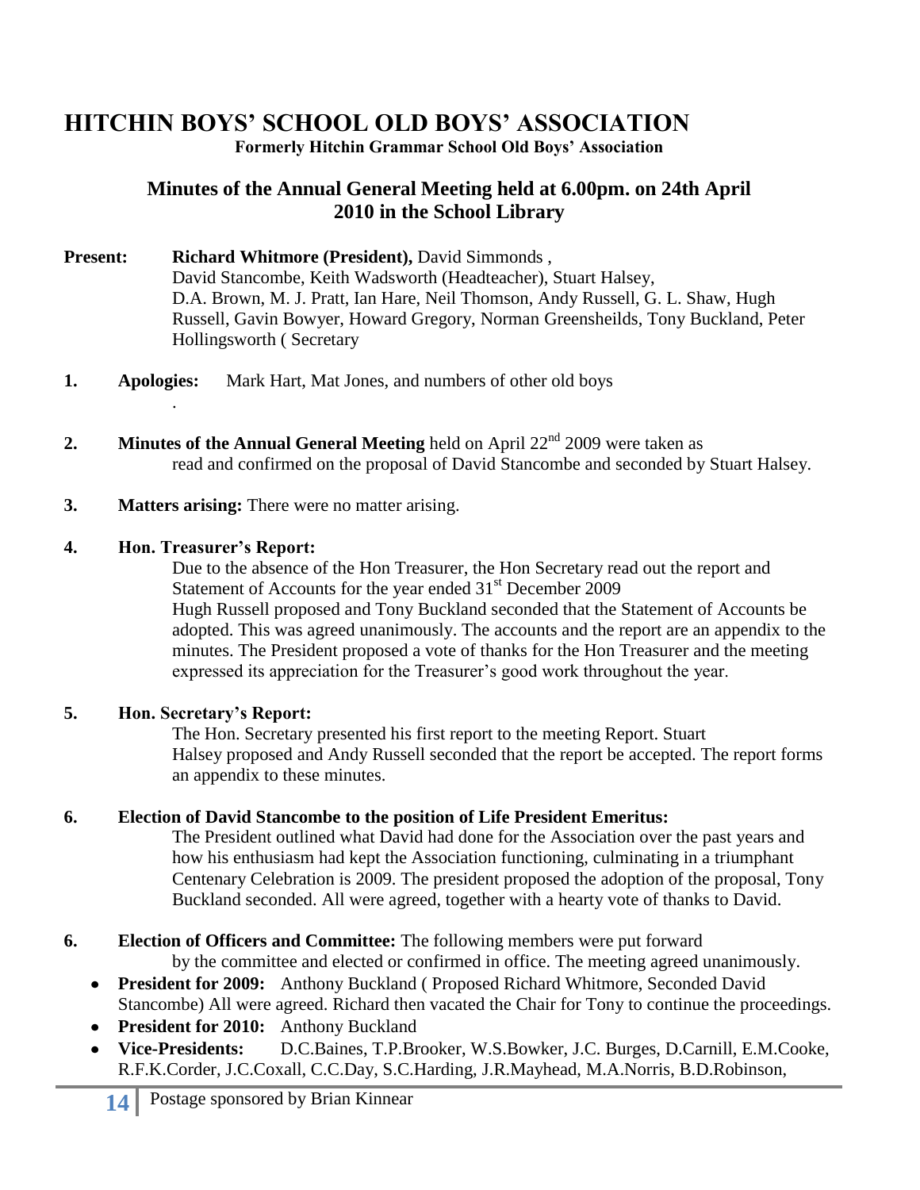# HITCHIN BOYS' SCHOOL OLD BOYS' ASSOCIATION

**Formerly Hitchin Grammar School Old Boys' Association**

## Minutes of the Annual General Meeting held at 6.00pm. on 24th April 2010 in the School Library

**Present:** **Richard Whitmore (President),** David Simmonds , David Stancombe, Keith Wadsworth (Headteacher), Stuart Halsey, D.A. Brown, M. J. Pratt, Ian Hare, Neil Thomson, Andy Russell, G. L. Shaw, Hugh Russell, Gavin Bowyer, Howard Gregory, Norman Greensheilds, Tony Buckland, Peter Hollingsworth ( Secretary

**1. Apologies:** Mark Hart, Mat Jones, and numbers of other old boys

.

**2. Minutes of the Annual General Meeting** held on April 22nd 2009 were taken as read and confirmed on the proposal of David Stancombe and seconded by Stuart Halsey.

**3. Matters arising:** There were no matter arising.

**4. Hon. Treasurer's Report:**

Due to the absence of the Hon Treasurer, the Hon Secretary read out the report and Statement of Accounts for the year ended 31st December 2009
Hugh Russell proposed and Tony Buckland seconded that the Statement of Accounts be adopted. This was agreed unanimously. The accounts and the report are an appendix to the minutes. The President proposed a vote of thanks for the Hon Treasurer and the meeting expressed its appreciation for the Treasurer's good work throughout the year.

**5. Hon. Secretary's Report:**

The Hon. Secretary presented his first report to the meeting Report. Stuart Halsey proposed and Andy Russell seconded that the report be accepted. The report forms an appendix to these minutes.

**6. Election of David Stancombe to the position of Life President Emeritus:**

The President outlined what David had done for the Association over the past years and how his enthusiasm had kept the Association functioning, culminating in a triumphant Centenary Celebration is 2009. The president proposed the adoption of the proposal, Tony Buckland seconded. All were agreed, together with a hearty vote of thanks to David.

**6. Election of Officers and Committee:** The following members were put forward by the committee and elected or confirmed in office. The meeting agreed unanimously.

- **President for 2009:** Anthony Buckland ( Proposed Richard Whitmore, Seconded David Stancombe) All were agreed. Richard then vacated the Chair for Tony to continue the proceedings.
- **President for 2010:** Anthony Buckland
- **Vice-Presidents:** D.C.Baines, T.P.Brooker, W.S.Bowker, J.C. Burges, D.Carnill, E.M.Cooke, R.F.K.Corder, J.C.Coxall, C.C.Day, S.C.Harding, J.R.Mayhead, M.A.Norris, B.D.Robinson,

Postage sponsored by Brian Kinnear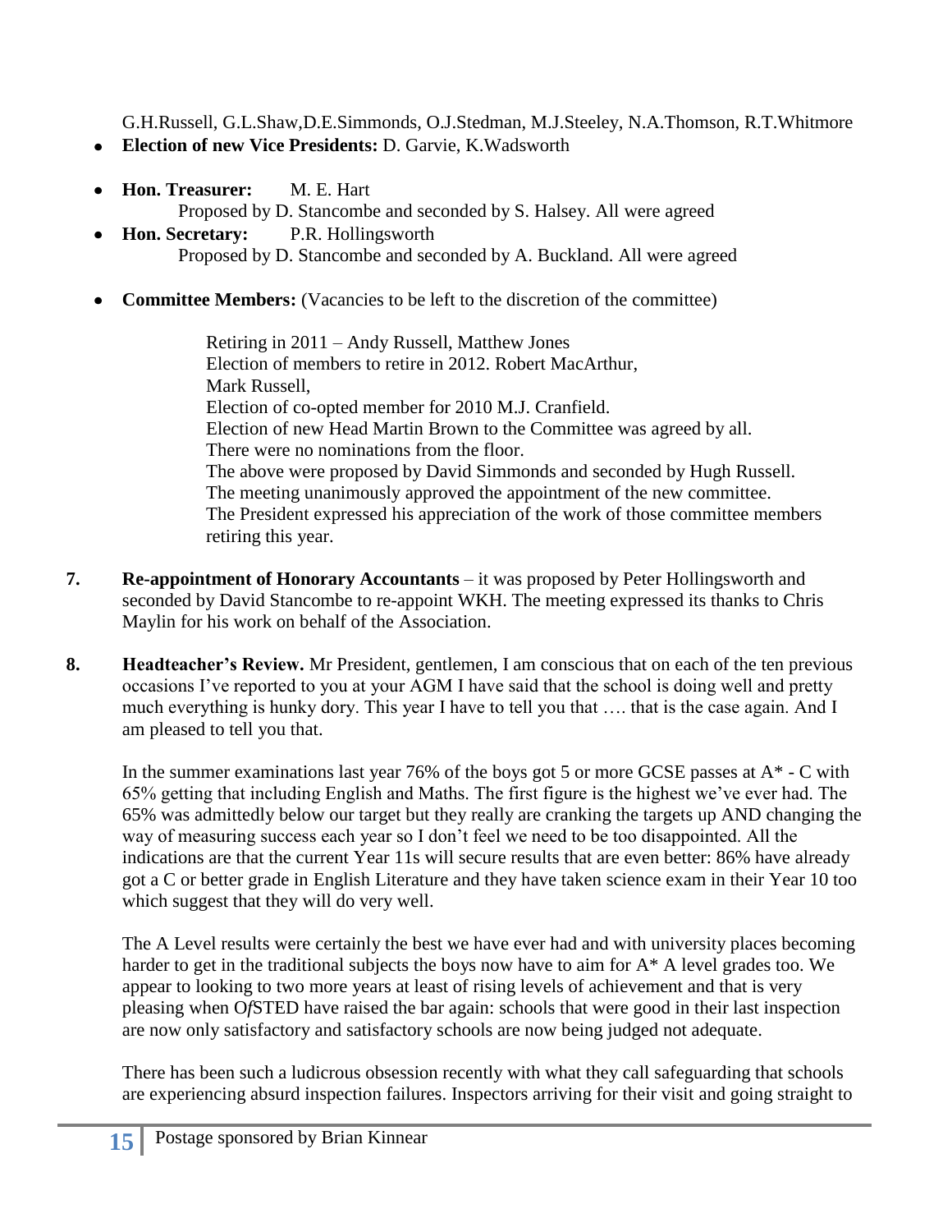G.H.Russell, G.L.Shaw,D.E.Simmonds, O.J.Stedman, M.J.Steeley, N.A.Thomson, R.T.Whitmore

- **Election of new Vice Presidents:** D. Garvie, K.Wadsworth
- **Hon. Treasurer:** M. E. Hart
  Proposed by D. Stancombe and seconded by S. Halsey. All were agreed
- **Hon. Secretary:** P.R. Hollingsworth
  Proposed by D. Stancombe and seconded by A. Buckland. All were agreed
- **Committee Members:** (Vacancies to be left to the discretion of the committee)

  Retiring in 2011 – Andy Russell, Matthew Jones
  Election of members to retire in 2012. Robert MacArthur,
  Mark Russell,
  Election of co-opted member for 2010 M.J. Cranfield.
  Election of new Head Martin Brown to the Committee was agreed by all.
  There were no nominations from the floor.
  The above were proposed by David Simmonds and seconded by Hugh Russell.
  The meeting unanimously approved the appointment of the new committee.
  The President expressed his appreciation of the work of those committee members retiring this year.

**7. Re-appointment of Honorary Accountants** – it was proposed by Peter Hollingsworth and seconded by David Stancombe to re-appoint WKH. The meeting expressed its thanks to Chris Maylin for his work on behalf of the Association.

**8. Headteacher's Review.** Mr President, gentlemen, I am conscious that on each of the ten previous occasions I've reported to you at your AGM I have said that the school is doing well and pretty much everything is hunky dory. This year I have to tell you that …. that is the case again. And I am pleased to tell you that.

In the summer examinations last year 76% of the boys got 5 or more GCSE passes at A* - C with 65% getting that including English and Maths. The first figure is the highest we've ever had. The 65% was admittedly below our target but they really are cranking the targets up AND changing the way of measuring success each year so I don't feel we need to be too disappointed. All the indications are that the current Year 11s will secure results that are even better: 86% have already got a C or better grade in English Literature and they have taken science exam in their Year 10 too which suggest that they will do very well.

The A Level results were certainly the best we have ever had and with university places becoming harder to get in the traditional subjects the boys now have to aim for A* A level grades too. We appear to looking to two more years at least of rising levels of achievement and that is very pleasing when O*f*STED have raised the bar again: schools that were good in their last inspection are now only satisfactory and satisfactory schools are now being judged not adequate.

There has been such a ludicrous obsession recently with what they call safeguarding that schools are experiencing absurd inspection failures. Inspectors arriving for their visit and going straight to

Postage sponsored by Brian Kinnear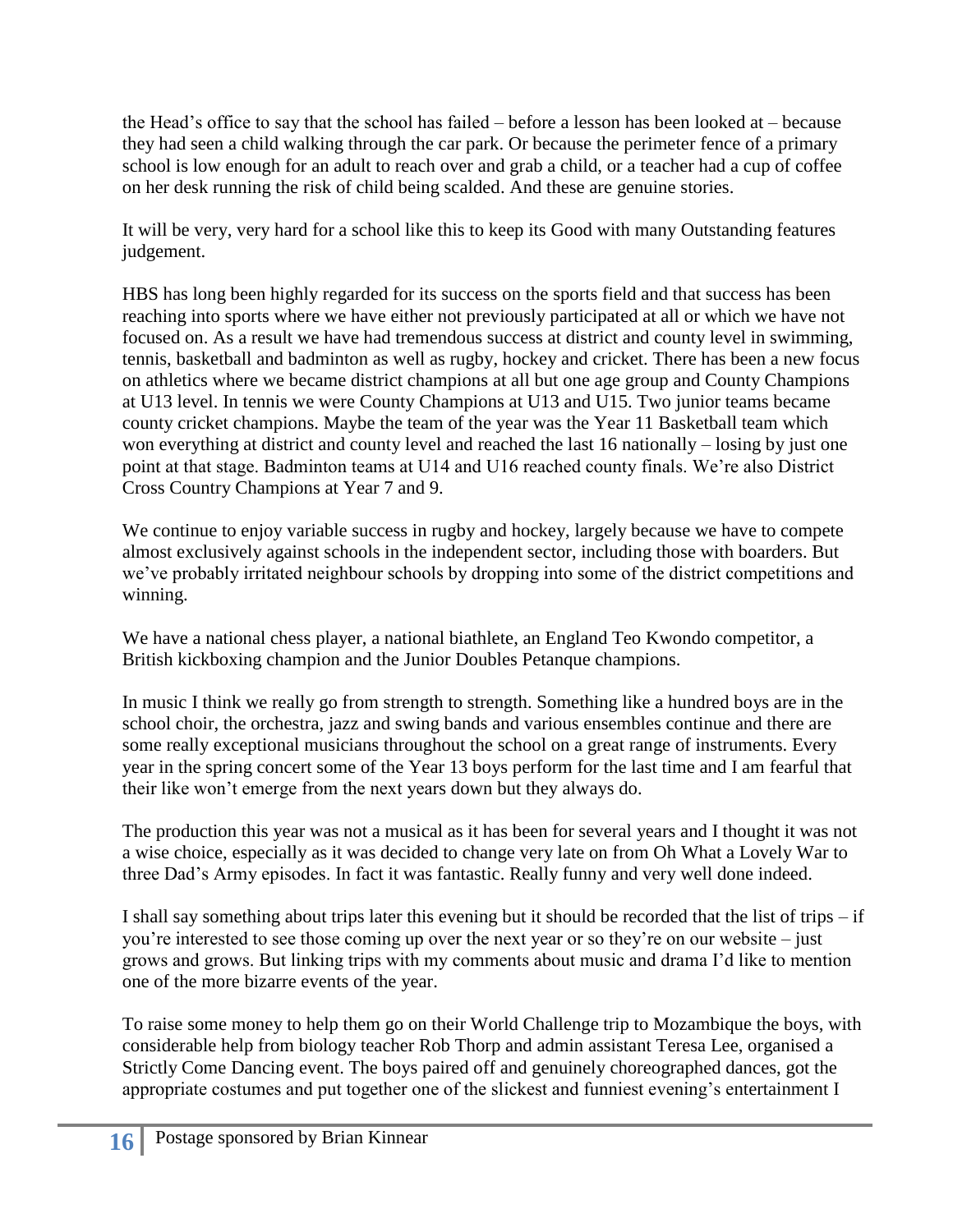the Head's office to say that the school has failed – before a lesson has been looked at – because they had seen a child walking through the car park. Or because the perimeter fence of a primary school is low enough for an adult to reach over and grab a child, or a teacher had a cup of coffee on her desk running the risk of child being scalded. And these are genuine stories.

It will be very, very hard for a school like this to keep its Good with many Outstanding features judgement.

HBS has long been highly regarded for its success on the sports field and that success has been reaching into sports where we have either not previously participated at all or which we have not focused on. As a result we have had tremendous success at district and county level in swimming, tennis, basketball and badminton as well as rugby, hockey and cricket. There has been a new focus on athletics where we became district champions at all but one age group and County Champions at U13 level. In tennis we were County Champions at U13 and U15. Two junior teams became county cricket champions. Maybe the team of the year was the Year 11 Basketball team which won everything at district and county level and reached the last 16 nationally – losing by just one point at that stage. Badminton teams at U14 and U16 reached county finals. We're also District Cross Country Champions at Year 7 and 9.

We continue to enjoy variable success in rugby and hockey, largely because we have to compete almost exclusively against schools in the independent sector, including those with boarders. But we've probably irritated neighbour schools by dropping into some of the district competitions and winning.

We have a national chess player, a national biathlete, an England Teo Kwondo competitor, a British kickboxing champion and the Junior Doubles Petanque champions.

In music I think we really go from strength to strength. Something like a hundred boys are in the school choir, the orchestra, jazz and swing bands and various ensembles continue and there are some really exceptional musicians throughout the school on a great range of instruments. Every year in the spring concert some of the Year 13 boys perform for the last time and I am fearful that their like won't emerge from the next years down but they always do.

The production this year was not a musical as it has been for several years and I thought it was not a wise choice, especially as it was decided to change very late on from Oh What a Lovely War to three Dad's Army episodes. In fact it was fantastic. Really funny and very well done indeed.

I shall say something about trips later this evening but it should be recorded that the list of trips – if you're interested to see those coming up over the next year or so they're on our website – just grows and grows. But linking trips with my comments about music and drama I'd like to mention one of the more bizarre events of the year.

To raise some money to help them go on their World Challenge trip to Mozambique the boys, with considerable help from biology teacher Rob Thorp and admin assistant Teresa Lee, organised a Strictly Come Dancing event. The boys paired off and genuinely choreographed dances, got the appropriate costumes and put together one of the slickest and funniest evening's entertainment I

Postage sponsored by Brian Kinnear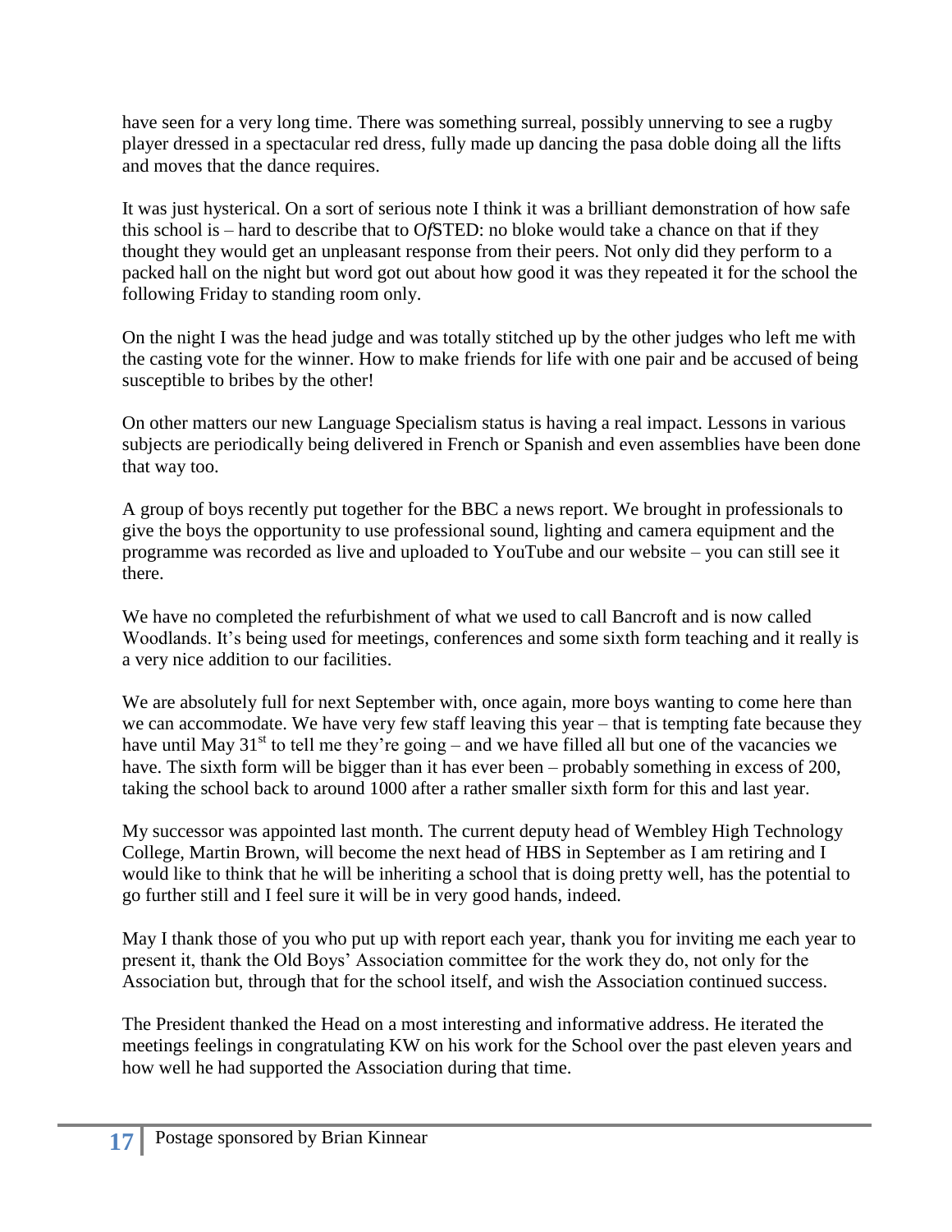have seen for a very long time. There was something surreal, possibly unnerving to see a rugby player dressed in a spectacular red dress, fully made up dancing the pasa doble doing all the lifts and moves that the dance requires.

It was just hysterical. On a sort of serious note I think it was a brilliant demonstration of how safe this school is – hard to describe that to O*f*STED: no bloke would take a chance on that if they thought they would get an unpleasant response from their peers. Not only did they perform to a packed hall on the night but word got out about how good it was they repeated it for the school the following Friday to standing room only.

On the night I was the head judge and was totally stitched up by the other judges who left me with the casting vote for the winner. How to make friends for life with one pair and be accused of being susceptible to bribes by the other!

On other matters our new Language Specialism status is having a real impact. Lessons in various subjects are periodically being delivered in French or Spanish and even assemblies have been done that way too.

A group of boys recently put together for the BBC a news report. We brought in professionals to give the boys the opportunity to use professional sound, lighting and camera equipment and the programme was recorded as live and uploaded to YouTube and our website – you can still see it there.

We have no completed the refurbishment of what we used to call Bancroft and is now called Woodlands. It's being used for meetings, conferences and some sixth form teaching and it really is a very nice addition to our facilities.

We are absolutely full for next September with, once again, more boys wanting to come here than we can accommodate. We have very few staff leaving this year – that is tempting fate because they have until May 31st to tell me they're going – and we have filled all but one of the vacancies we have. The sixth form will be bigger than it has ever been – probably something in excess of 200, taking the school back to around 1000 after a rather smaller sixth form for this and last year.

My successor was appointed last month. The current deputy head of Wembley High Technology College, Martin Brown, will become the next head of HBS in September as I am retiring and I would like to think that he will be inheriting a school that is doing pretty well, has the potential to go further still and I feel sure it will be in very good hands, indeed.

May I thank those of you who put up with report each year, thank you for inviting me each year to present it, thank the Old Boys' Association committee for the work they do, not only for the Association but, through that for the school itself, and wish the Association continued success.

The President thanked the Head on a most interesting and informative address. He iterated the meetings feelings in congratulating KW on his work for the School over the past eleven years and how well he had supported the Association during that time.

Postage sponsored by Brian Kinnear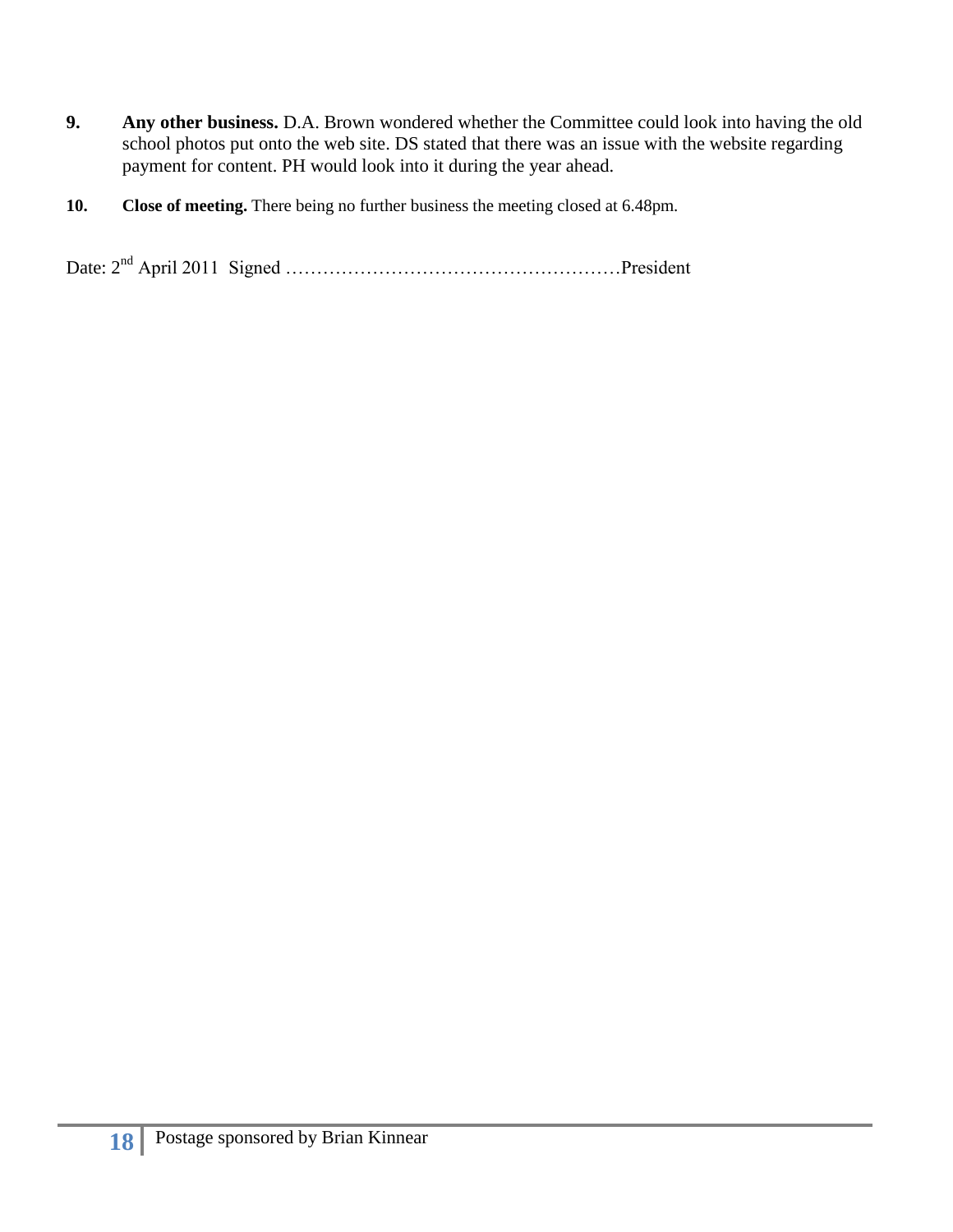**9.** **Any other business.** D.A. Brown wondered whether the Committee could look into having the old school photos put onto the web site. DS stated that there was an issue with the website regarding payment for content. PH would look into it during the year ahead.

**10.** **Close of meeting.** There being no further business the meeting closed at 6.48pm.

Date: 2nd April 2011 Signed ………………………………………………President

Postage sponsored by Brian Kinnear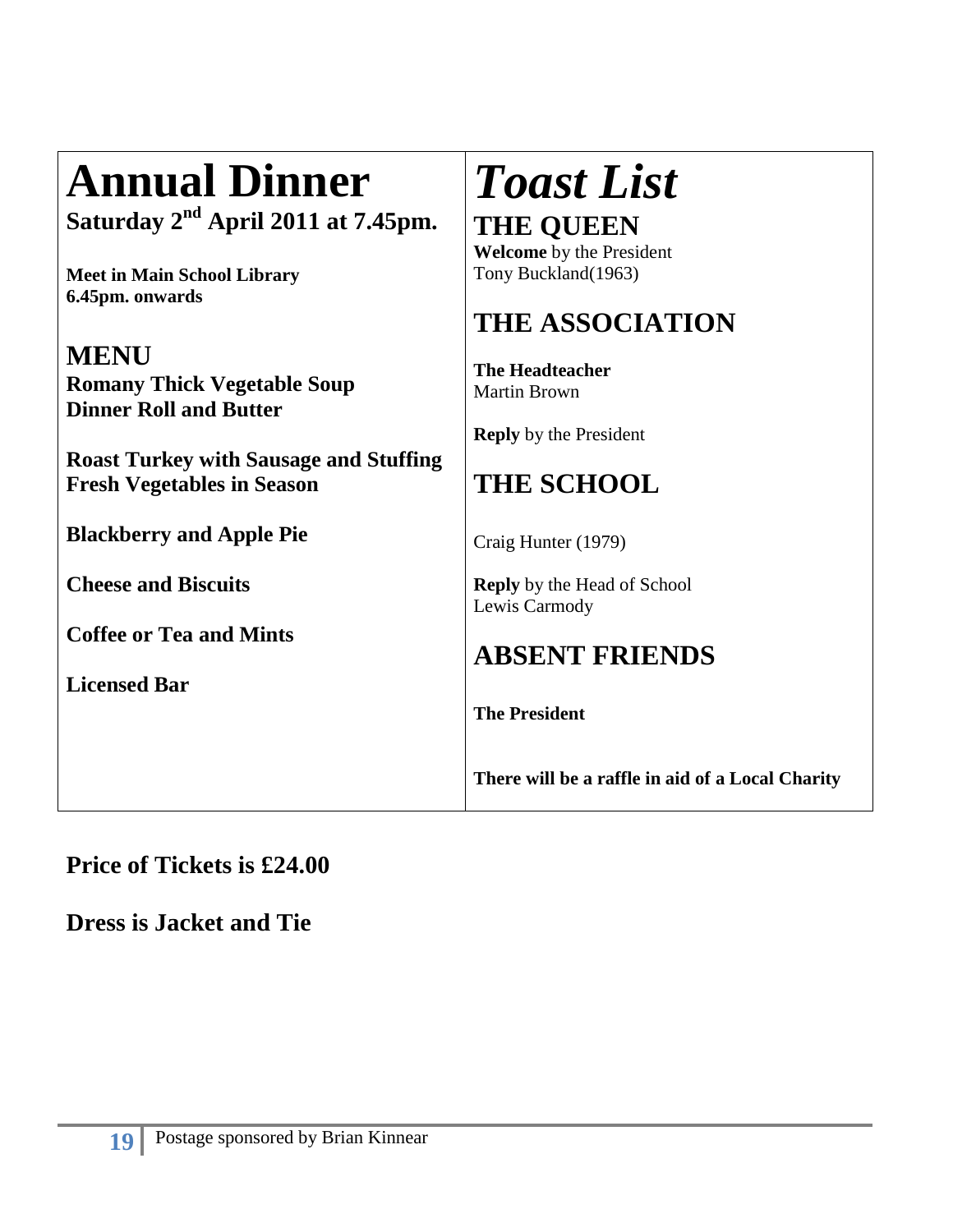# Annual Dinner

**Saturday 2nd April 2011 at 7.45pm.**

**Meet in Main School Library**
**6.45pm. onwards**

## MENU

**Romany Thick Vegetable Soup**
**Dinner Roll and Butter**

**Roast Turkey with Sausage and Stuffing**
**Fresh Vegetables in Season**

**Blackberry and Apple Pie**

**Cheese and Biscuits**

**Coffee or Tea and Mints**

**Licensed Bar**

# *Toast List*

## THE QUEEN

**Welcome** by the President
Tony Buckland(1963)

## THE ASSOCIATION

**The Headteacher**
Martin Brown

**Reply** by the President

## THE SCHOOL

Craig Hunter (1979)

**Reply** by the Head of School
Lewis Carmody

## ABSENT FRIENDS

**The President**

**There will be a raffle in aid of a Local Charity**

**Price of Tickets is £24.00**

**Dress is Jacket and Tie**

Postage sponsored by Brian Kinnear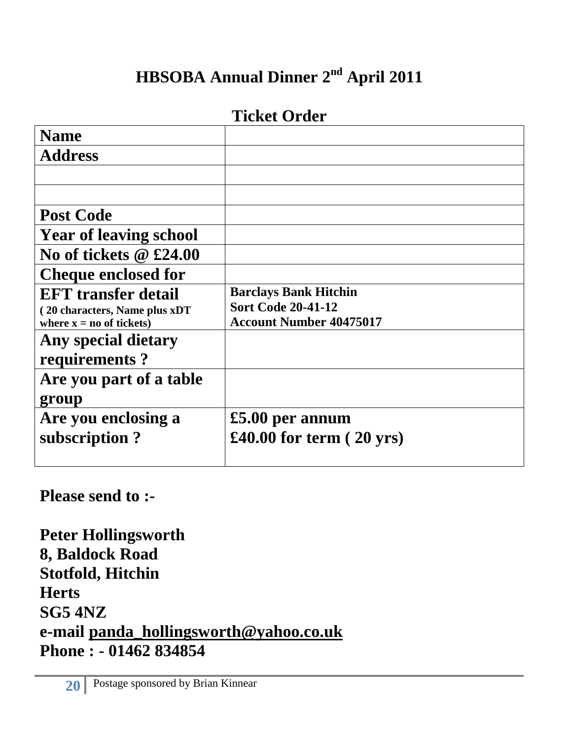# HBSOBA Annual Dinner 2nd April 2011

## Ticket Order

| | |
|---|---|
| **Name** | |
| **Address** | |
| | |
| | |
| **Post Code** | |
| **Year of leaving school** | |
| **No of tickets @ £24.00** | |
| **Cheque enclosed for** | |
| **EFT transfer detail** **( 20 characters, Name plus xDT where x = no of tickets)** | **Barclays Bank Hitchin** **Sort Code 20-41-12** **Account Number 40475017** |
| **Any special dietary requirements ?** | |
| **Are you part of a table group** | |
| **Are you enclosing a subscription ?** | **£5.00 per annum** **£40.00 for term ( 20 yrs)** |

**Please send to :-**

**Peter Hollingsworth**
**8, Baldock Road**
**Stotfold, Hitchin**
**Herts**
**SG5 4NZ**
**e-mail panda_hollingsworth@yahoo.co.uk**
**Phone : - 01462 834854**

Postage sponsored by Brian Kinnear